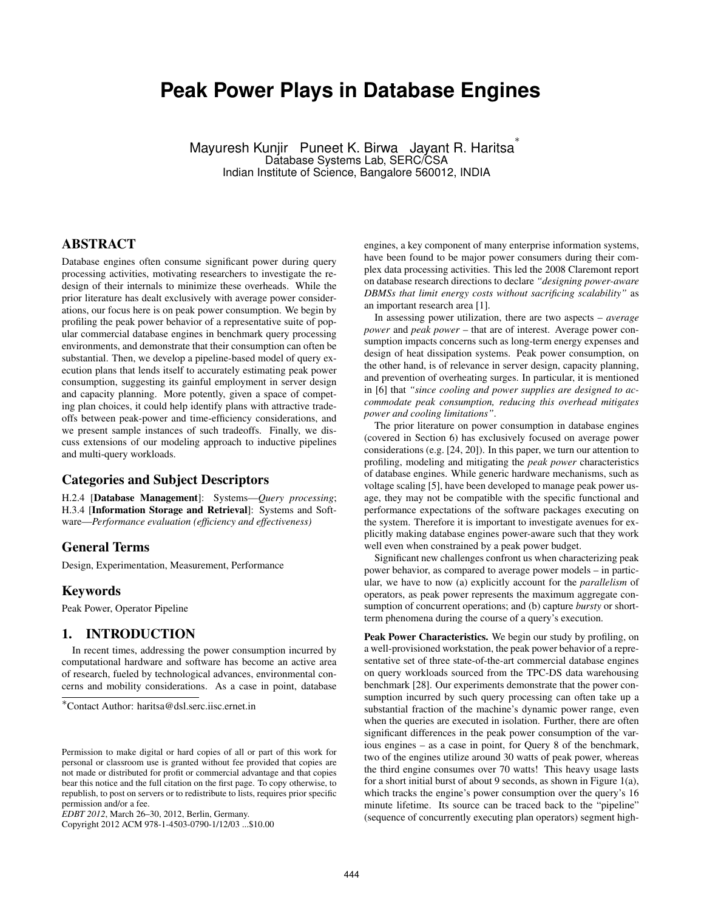# Peak Power Plays in Database Engines

Mayuresh Kunjir Puneet K. Birwa Jayant R. Haritsa[*]
Database Systems Lab, SERC/CSA
Indian Institute of Science, Bangalore 560012, INDIA

## ABSTRACT

Database engines often consume significant power during query processing activities, motivating researchers to investigate the redesign of their internals to minimize these overheads. While the prior literature has dealt exclusively with average power considerations, our focus here is on peak power consumption. We begin by profiling the peak power behavior of a representative suite of popular commercial database engines in benchmark query processing environments, and demonstrate that their consumption can often be substantial. Then, we develop a pipeline-based model of query execution plans that lends itself to accurately estimating peak power consumption, suggesting its gainful employment in server design and capacity planning. More potently, given a space of competing plan choices, it could help identify plans with attractive tradeoffs between peak-power and time-efficiency considerations, and we present sample instances of such tradeoffs. Finally, we discuss extensions of our modeling approach to inductive pipelines and multi-query workloads.

## Categories and Subject Descriptors

H.2.4 [**Database Management**]: Systems—*Query processing*; H.3.4 [**Information Storage and Retrieval**]: Systems and Software—*Performance evaluation (efficiency and effectiveness)*

## General Terms

Design, Experimentation, Measurement, Performance

## Keywords

Peak Power, Operator Pipeline

## 1. INTRODUCTION

In recent times, addressing the power consumption incurred by computational hardware and software has become an active area of research, fueled by technological advances, environmental concerns and mobility considerations. As a case in point, database engines, a key component of many enterprise information systems, have been found to be major power consumers during their complex data processing activities. This led the 2008 Claremont report on database research directions to declare *"designing power-aware DBMSs that limit energy costs without sacrificing scalability"* as an important research area [1].

In assessing power utilization, there are two aspects – *average power* and *peak power* – that are of interest. Average power consumption impacts concerns such as long-term energy expenses and design of heat dissipation systems. Peak power consumption, on the other hand, is of relevance in server design, capacity planning, and prevention of overheating surges. In particular, it is mentioned in [6] that *"since cooling and power supplies are designed to accommodate peak consumption, reducing this overhead mitigates power and cooling limitations"*.

The prior literature on power consumption in database engines (covered in Section 6) has exclusively focused on average power considerations (e.g. [24, 20]). In this paper, we turn our attention to profiling, modeling and mitigating the *peak power* characteristics of database engines. While generic hardware mechanisms, such as voltage scaling [5], have been developed to manage peak power usage, they may not be compatible with the specific functional and performance expectations of the software packages executing on the system. Therefore it is important to investigate avenues for explicitly making database engines power-aware such that they work well even when constrained by a peak power budget.

Significant new challenges confront us when characterizing peak power behavior, as compared to average power models – in particular, we have to now (a) explicitly account for the *parallelism* of operators, as peak power represents the maximum aggregate consumption of concurrent operations; and (b) capture *bursty* or short-term phenomena during the course of a query's execution.

**Peak Power Characteristics.** We begin our study by profiling, on a well-provisioned workstation, the peak power behavior of a representative set of three state-of-the-art commercial database engines on query workloads sourced from the TPC-DS data warehousing benchmark [28]. Our experiments demonstrate that the power consumption incurred by such query processing can often take up a substantial fraction of the machine's dynamic power range, even when the queries are executed in isolation. Further, there are often significant differences in the peak power consumption of the various engines – as a case in point, for Query 8 of the benchmark, two of the engines utilize around 30 watts of peak power, whereas the third engine consumes over 70 watts! This heavy usage lasts for a short initial burst of about 9 seconds, as shown in Figure 1(a), which tracks the engine's power consumption over the query's 16 minute lifetime. Its source can be traced back to the "pipeline" (sequence of concurrently executing plan operators) segment high-

[*]Contact Author: haritsa@dsl.serc.iisc.ernet.in

Permission to make digital or hard copies of all or part of this work for personal or classroom use is granted without fee provided that copies are not made or distributed for profit or commercial advantage and that copies bear this notice and the full citation on the first page. To copy otherwise, to republish, to post on servers or to redistribute to lists, requires prior specific permission and/or a fee.
*EDBT 2012*, March 26–30, 2012, Berlin, Germany.
Copyright 2012 ACM 978-1-4503-0790-1/12/03 ...$10.00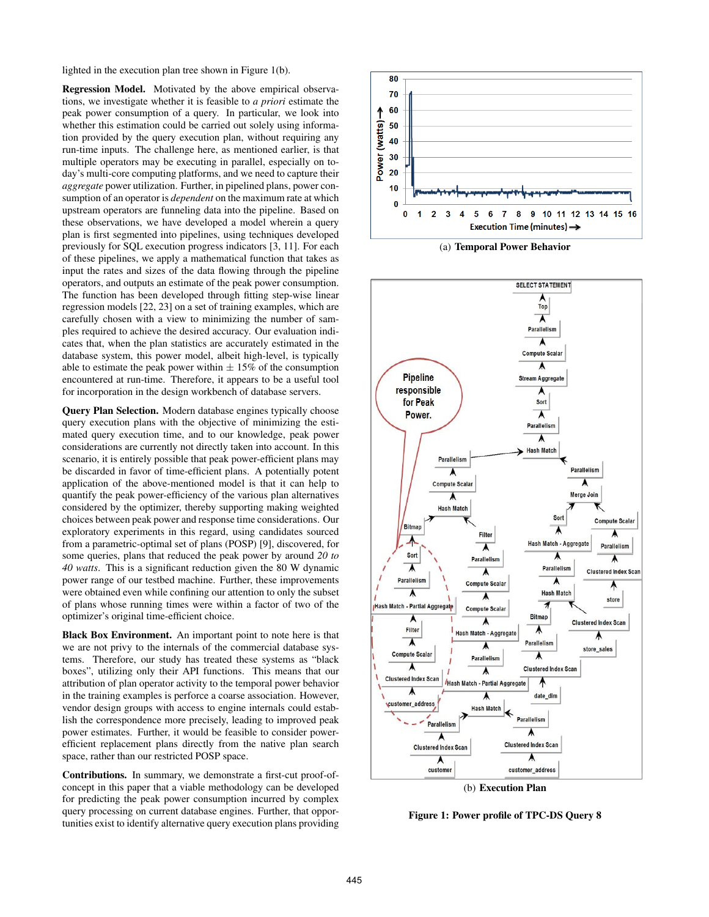lighted in the execution plan tree shown in Figure 1(b).

**Regression Model.** Motivated by the above empirical observations, we investigate whether it is feasible to *a priori* estimate the peak power consumption of a query. In particular, we look into whether this estimation could be carried out solely using information provided by the query execution plan, without requiring any run-time inputs. The challenge here, as mentioned earlier, is that multiple operators may be executing in parallel, especially on today's multi-core computing platforms, and we need to capture their *aggregate* power utilization. Further, in pipelined plans, power consumption of an operator is *dependent* on the maximum rate at which upstream operators are funneling data into the pipeline. Based on these observations, we have developed a model wherein a query plan is first segmented into pipelines, using techniques developed previously for SQL execution progress indicators [3, 11]. For each of these pipelines, we apply a mathematical function that takes as input the rates and sizes of the data flowing through the pipeline operators, and outputs an estimate of the peak power consumption. The function has been developed through fitting step-wise linear regression models [22, 23] on a set of training examples, which are carefully chosen with a view to minimizing the number of samples required to achieve the desired accuracy. Our evaluation indicates that, when the plan statistics are accurately estimated in the database system, this power model, albeit high-level, is typically able to estimate the peak power within $\pm$ 15% of the consumption encountered at run-time. Therefore, it appears to be a useful tool for incorporation in the design workbench of database servers.

**Query Plan Selection.** Modern database engines typically choose query execution plans with the objective of minimizing the estimated query execution time, and to our knowledge, peak power considerations are currently not directly taken into account. In this scenario, it is entirely possible that peak power-efficient plans may be discarded in favor of time-efficient plans. A potentially potent application of the above-mentioned model is that it can help to quantify the peak power-efficiency of the various plan alternatives considered by the optimizer, thereby supporting making weighted choices between peak power and response time considerations. Our exploratory experiments in this regard, using candidates sourced from a parametric-optimal set of plans (POSP) [9], discovered, for some queries, plans that reduced the peak power by around *20 to 40 watts*. This is a significant reduction given the 80 W dynamic power range of our testbed machine. Further, these improvements were obtained even while confining our attention to only the subset of plans whose running times were within a factor of two of the optimizer's original time-efficient choice.

**Black Box Environment.** An important point to note here is that we are not privy to the internals of the commercial database systems. Therefore, our study has treated these systems as "black boxes", utilizing only their API functions. This means that our attribution of plan operator activity to the temporal power behavior in the training examples is perforce a coarse association. However, vendor design groups with access to engine internals could establish the correspondence more precisely, leading to improved peak power estimates. Further, it would be feasible to consider power-efficient replacement plans directly from the native plan search space, rather than our restricted POSP space.

**Contributions.** In summary, we demonstrate a first-cut proof-of-concept in this paper that a viable methodology can be developed for predicting the peak power consumption incurred by complex query processing on current database engines. Further, that opportunities exist to identify alternative query execution plans providing

Power (watts)
80
70
60
50
40
30
20
10
0
0 1 2 3 4 5 6 7 8 9 10 11 12 13 14 15 16
Execution Time (minutes)

(a) **Temporal Power Behavior**

SELECT STATEMENT
Top
Parallelism
Compute Scalar
Stream Aggregate
Sort
Parallelism
Hash Match
Pipeline responsible for Peak Power.
Parallelism
Compute Scalar
Hash Match
Bitmap
Sort
Parallelism
Hash Match - Partial Aggregate
Filter
Compute Scalar
Clustered Index Scan
customer_address
Filter
Parallelism
Compute Scalar
Compute Scalar
Hash Match - Aggregate
Parallelism
Hash Match - Partial Aggregate
Hash Match
Parallelism
Clustered Index Scan
customer
Parallelism
Clustered Index Scan
customer_address
Parallelism
Merge Join
Sort
Hash Match - Aggregate
Parallelism
Hash Match
Bitmap
Parallelism
Clustered Index Scan
date_dim
Compute Scalar
Parallelism
Clustered Index Scan
store
Clustered Index Scan
store_sales

(b) **Execution Plan**

**Figure 1: Power profile of TPC-DS Query 8**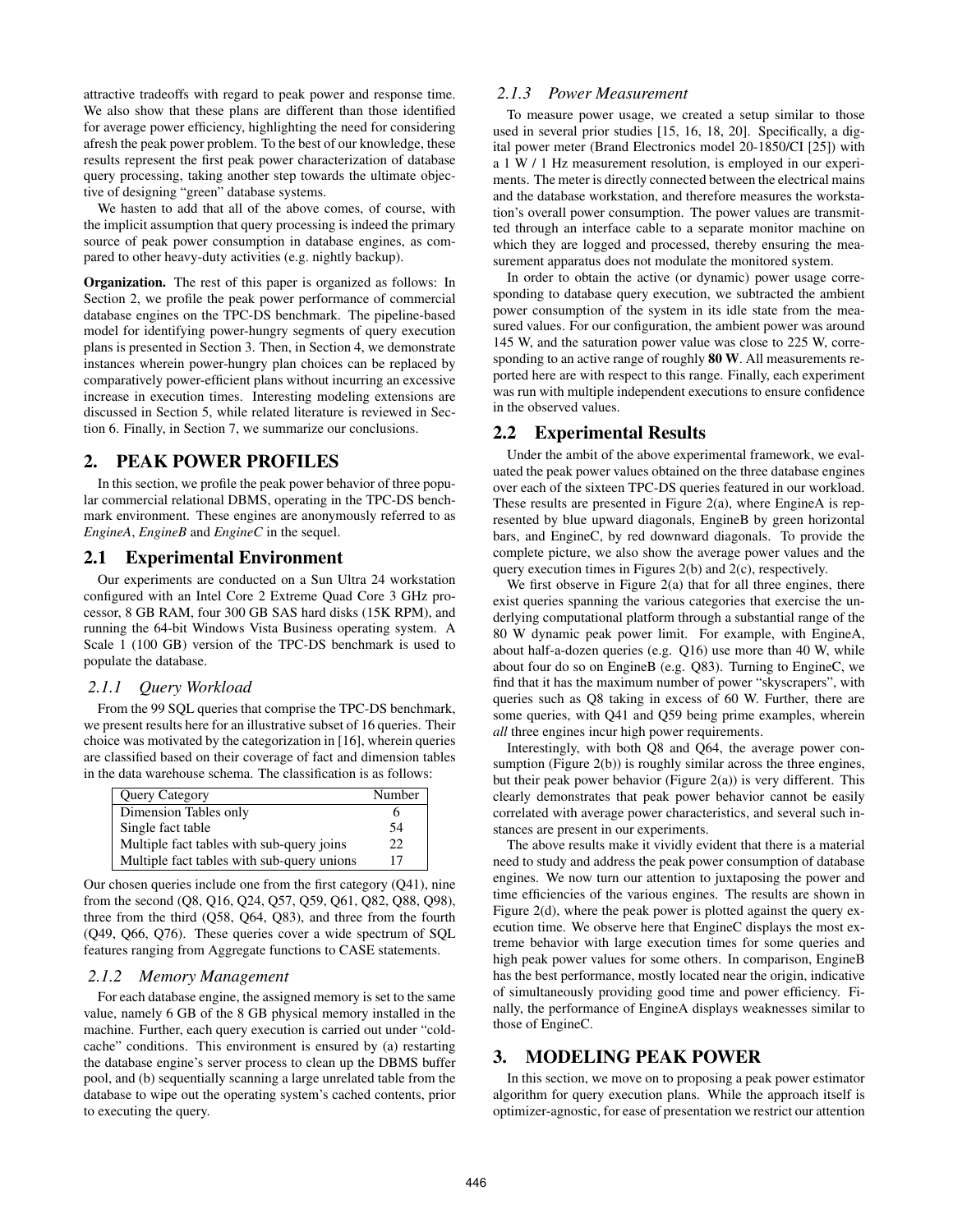attractive tradeoffs with regard to peak power and response time. We also show that these plans are different than those identified for average power efficiency, highlighting the need for considering afresh the peak power problem. To the best of our knowledge, these results represent the first peak power characterization of database query processing, taking another step towards the ultimate objective of designing "green" database systems.

We hasten to add that all of the above comes, of course, with the implicit assumption that query processing is indeed the primary source of peak power consumption in database engines, as compared to other heavy-duty activities (e.g. nightly backup).

**Organization.** The rest of this paper is organized as follows: In Section 2, we profile the peak power performance of commercial database engines on the TPC-DS benchmark. The pipeline-based model for identifying power-hungry segments of query execution plans is presented in Section 3. Then, in Section 4, we demonstrate instances wherein power-hungry plan choices can be replaced by comparatively power-efficient plans without incurring an excessive increase in execution times. Interesting modeling extensions are discussed in Section 5, while related literature is reviewed in Section 6. Finally, in Section 7, we summarize our conclusions.

## 2. PEAK POWER PROFILES

In this section, we profile the peak power behavior of three popular commercial relational DBMS, operating in the TPC-DS benchmark environment. These engines are anonymously referred to as *EngineA*, *EngineB* and *EngineC* in the sequel.

### 2.1 Experimental Environment

Our experiments are conducted on a Sun Ultra 24 workstation configured with an Intel Core 2 Extreme Quad Core 3 GHz processor, 8 GB RAM, four 300 GB SAS hard disks (15K RPM), and running the 64-bit Windows Vista Business operating system. A Scale 1 (100 GB) version of the TPC-DS benchmark is used to populate the database.

#### 2.1.1 Query Workload

From the 99 SQL queries that comprise the TPC-DS benchmark, we present results here for an illustrative subset of 16 queries. Their choice was motivated by the categorization in [16], wherein queries are classified based on their coverage of fact and dimension tables in the data warehouse schema. The classification is as follows:

| Query Category | Number |
|---|---|
| Dimension Tables only | 6 |
| Single fact table | 54 |
| Multiple fact tables with sub-query joins | 22 |
| Multiple fact tables with sub-query unions | 17 |

Our chosen queries include one from the first category (Q41), nine from the second (Q8, Q16, Q24, Q57, Q59, Q61, Q82, Q88, Q98), three from the third (Q58, Q64, Q83), and three from the fourth (Q49, Q66, Q76). These queries cover a wide spectrum of SQL features ranging from Aggregate functions to CASE statements.

#### 2.1.2 Memory Management

For each database engine, the assigned memory is set to the same value, namely 6 GB of the 8 GB physical memory installed in the machine. Further, each query execution is carried out under "cold-cache" conditions. This environment is ensured by (a) restarting the database engine's server process to clean up the DBMS buffer pool, and (b) sequentially scanning a large unrelated table from the database to wipe out the operating system's cached contents, prior to executing the query.

#### 2.1.3 Power Measurement

To measure power usage, we created a setup similar to those used in several prior studies [15, 16, 18, 20]. Specifically, a digital power meter (Brand Electronics model 20-1850/CI [25]) with a 1 W / 1 Hz measurement resolution, is employed in our experiments. The meter is directly connected between the electrical mains and the database workstation, and therefore measures the workstation's overall power consumption. The power values are transmitted through an interface cable to a separate monitor machine on which they are logged and processed, thereby ensuring the measurement apparatus does not modulate the monitored system.

In order to obtain the active (or dynamic) power usage corresponding to database query execution, we subtracted the ambient power consumption of the system in its idle state from the measured values. For our configuration, the ambient power was around 145 W, and the saturation power value was close to 225 W, corresponding to an active range of roughly **80 W**. All measurements reported here are with respect to this range. Finally, each experiment was run with multiple independent executions to ensure confidence in the observed values.

### 2.2 Experimental Results

Under the ambit of the above experimental framework, we evaluated the peak power values obtained on the three database engines over each of the sixteen TPC-DS queries featured in our workload. These results are presented in Figure 2(a), where EngineA is represented by blue upward diagonals, EngineB by green horizontal bars, and EngineC, by red downward diagonals. To provide the complete picture, we also show the average power values and the query execution times in Figures 2(b) and 2(c), respectively.

We first observe in Figure 2(a) that for all three engines, there exist queries spanning the various categories that exercise the underlying computational platform through a substantial range of the 80 W dynamic peak power limit. For example, with EngineA, about half-a-dozen queries (e.g. Q16) use more than 40 W, while about four do so on EngineB (e.g. Q83). Turning to EngineC, we find that it has the maximum number of power "skyscrapers", with queries such as Q8 taking in excess of 60 W. Further, there are some queries, with Q41 and Q59 being prime examples, wherein *all* three engines incur high power requirements.

Interestingly, with both Q8 and Q64, the average power consumption (Figure 2(b)) is roughly similar across the three engines, but their peak power behavior (Figure 2(a)) is very different. This clearly demonstrates that peak power behavior cannot be easily correlated with average power characteristics, and several such instances are present in our experiments.

The above results make it vividly evident that there is a material need to study and address the peak power consumption of database engines. We now turn our attention to juxtaposing the power and time efficiencies of the various engines. The results are shown in Figure 2(d), where the peak power is plotted against the query execution time. We observe here that EngineC displays the most extreme behavior with large execution times for some queries and high peak power values for some others. In comparison, EngineB has the best performance, mostly located near the origin, indicative of simultaneously providing good time and power efficiency. Finally, the performance of EngineA displays weaknesses similar to those of EngineC.

## 3. MODELING PEAK POWER

In this section, we move on to proposing a peak power estimator algorithm for query execution plans. While the approach itself is optimizer-agnostic, for ease of presentation we restrict our attention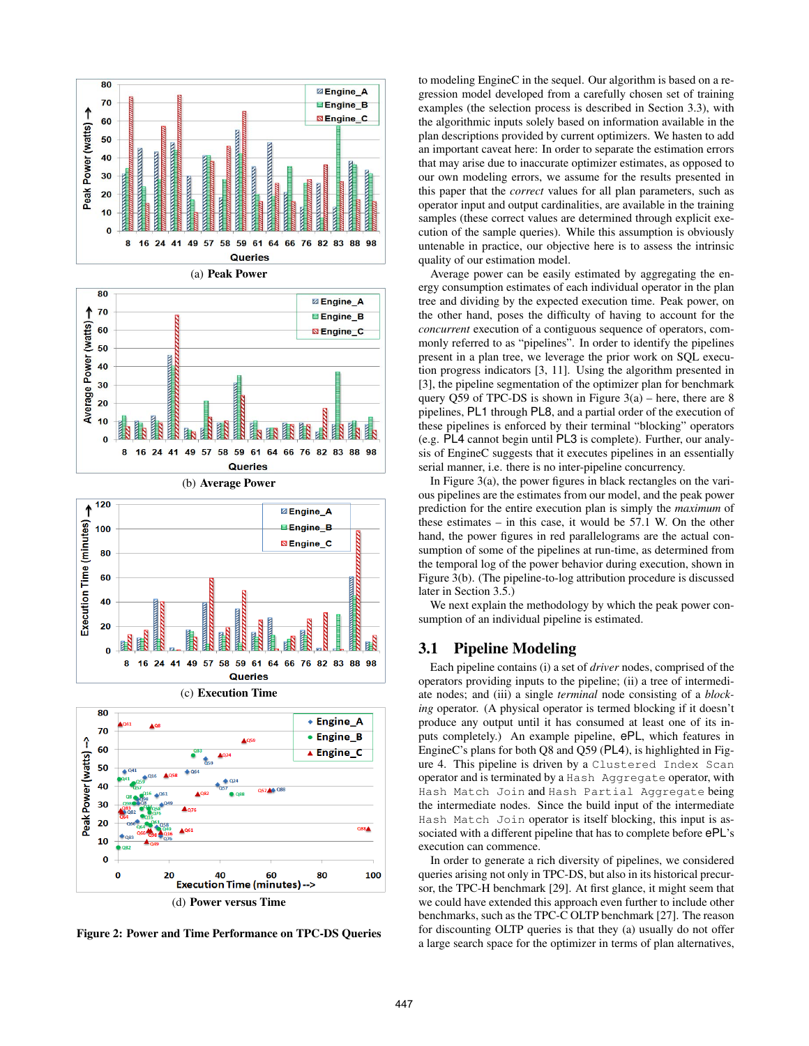(a) Peak Power

(b) Average Power

(c) Execution Time

(d) Power versus Time

**Figure 2: Power and Time Performance on TPC-DS Queries**

to modeling EngineC in the sequel. Our algorithm is based on a regression model developed from a carefully chosen set of training examples (the selection process is described in Section 3.3), with the algorithmic inputs solely based on information available in the plan descriptions provided by current optimizers. We hasten to add an important caveat here: In order to separate the estimation errors that may arise due to inaccurate optimizer estimates, as opposed to our own modeling errors, we assume for the results presented in this paper that the *correct* values for all plan parameters, such as operator input and output cardinalities, are available in the training samples (these correct values are determined through explicit execution of the sample queries). While this assumption is obviously untenable in practice, our objective here is to assess the intrinsic quality of our estimation model.

Average power can be easily estimated by aggregating the energy consumption estimates of each individual operator in the plan tree and dividing by the expected execution time. Peak power, on the other hand, poses the difficulty of having to account for the *concurrent* execution of a contiguous sequence of operators, commonly referred to as "pipelines". In order to identify the pipelines present in a plan tree, we leverage the prior work on SQL execution progress indicators [3, 11]. Using the algorithm presented in [3], the pipeline segmentation of the optimizer plan for benchmark query Q59 of TPC-DS is shown in Figure 3(a) – here, there are 8 pipelines, PL1 through PL8, and a partial order of the execution of these pipelines is enforced by their terminal "blocking" operators (e.g. PL4 cannot begin until PL3 is complete). Further, our analysis of EngineC suggests that it executes pipelines in an essentially serial manner, i.e. there is no inter-pipeline concurrency.

In Figure 3(a), the power figures in black rectangles on the various pipelines are the estimates from our model, and the peak power prediction for the entire execution plan is simply the *maximum* of these estimates – in this case, it would be 57.1 W. On the other hand, the power figures in red parallelograms are the actual consumption of some of the pipelines at run-time, as determined from the temporal log of the power behavior during execution, shown in Figure 3(b). (The pipeline-to-log attribution procedure is discussed later in Section 3.5.)

We next explain the methodology by which the peak power consumption of an individual pipeline is estimated.

## 3.1 Pipeline Modeling

Each pipeline contains (i) a set of *driver* nodes, comprised of the operators providing inputs to the pipeline; (ii) a tree of intermediate nodes; and (iii) a single *terminal* node consisting of a *blocking* operator. (A physical operator is termed blocking if it doesn't produce any output until it has consumed at least one of its inputs completely.) An example pipeline, ePL, which features in EngineC's plans for both Q8 and Q59 (PL4), is highlighted in Figure 4. This pipeline is driven by a `Clustered Index Scan` operator and is terminated by a `Hash Aggregate` operator, with `Hash Match Join` and `Hash Partial Aggregate` being the intermediate nodes. Since the build input of the `Hash Match Join` operator is itself blocking, this input is associated with a different pipeline that has to complete before ePL's execution can commence.

In order to generate a rich diversity of pipelines, we considered queries arising not only in TPC-DS, but also in its historical precursor, the TPC-H benchmark [29]. At first glance, it might seem that we could have extended this approach even further to include other benchmarks, such as the TPC-C OLTP benchmark [27]. The reason for discounting OLTP queries is that they (a) usually do not offer a large search space for the optimizer in terms of plan alternatives,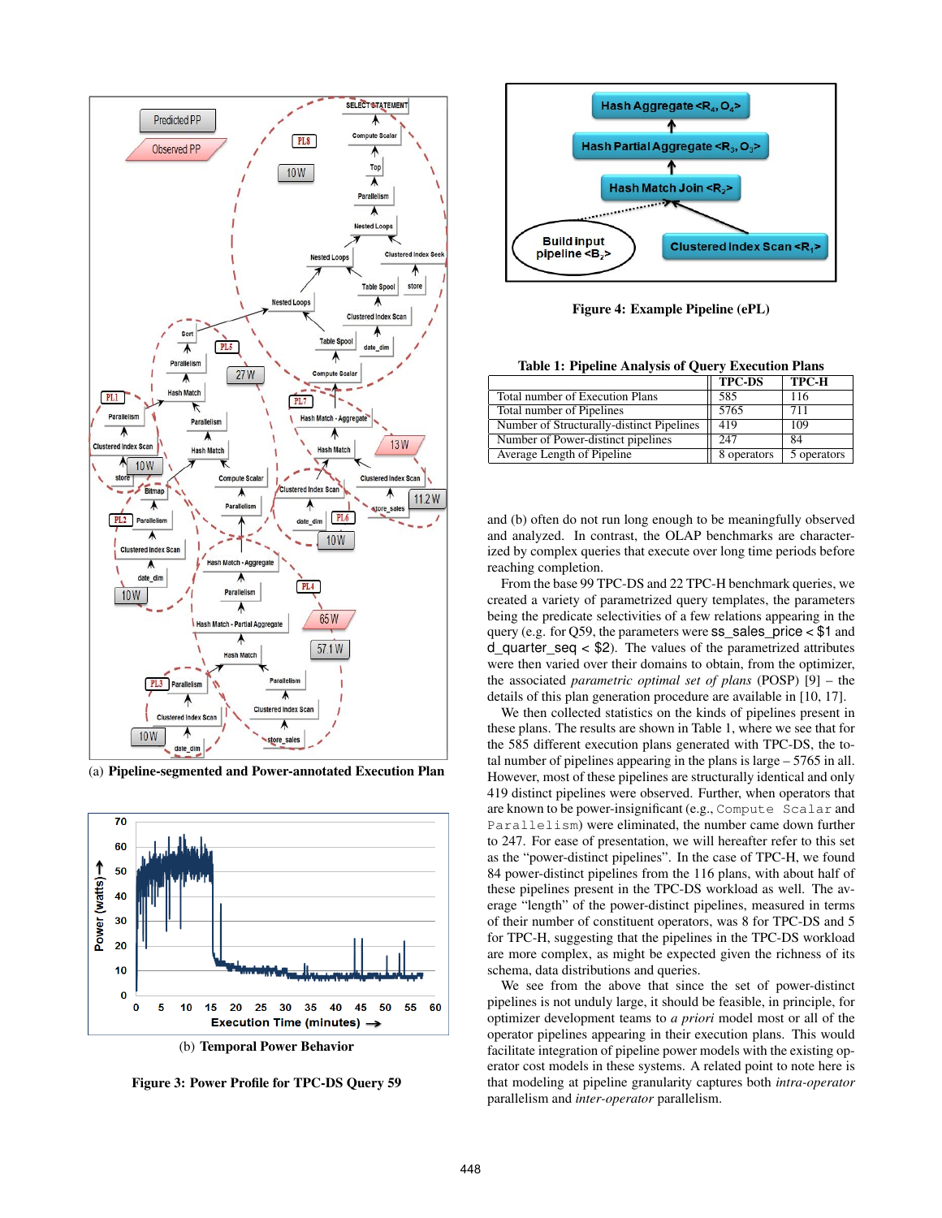(a) **Pipeline-segmented and Power-annotated Execution Plan**

(b) **Temporal Power Behavior**

**Figure 3: Power Profile for TPC-DS Query 59**

**Figure 4: Example Pipeline (ePL)**

**Table 1: Pipeline Analysis of Query Execution Plans**

| | TPC-DS | TPC-H |
|---|---|---|
| Total number of Execution Plans | 585 | 116 |
| Total number of Pipelines | 5765 | 711 |
| Number of Structurally-distinct Pipelines | 419 | 109 |
| Number of Power-distinct pipelines | 247 | 84 |
| Average Length of Pipeline | 8 operators | 5 operators |

and (b) often do not run long enough to be meaningfully observed and analyzed. In contrast, the OLAP benchmarks are characterized by complex queries that execute over long time periods before reaching completion.

From the base 99 TPC-DS and 22 TPC-H benchmark queries, we created a variety of parametrized query templates, the parameters being the predicate selectivities of a few relations appearing in the query (e.g. for Q59, the parameters were ss_sales_price < $1 and d_quarter_seq < $2). The values of the parametrized attributes were then varied over their domains to obtain, from the optimizer, the associated *parametric optimal set of plans* (POSP) [9] – the details of this plan generation procedure are available in [10, 17].

We then collected statistics on the kinds of pipelines present in these plans. The results are shown in Table 1, where we see that for the 585 different execution plans generated with TPC-DS, the total number of pipelines appearing in the plans is large – 5765 in all. However, most of these pipelines are structurally identical and only 419 distinct pipelines were observed. Further, when operators that are known to be power-insignificant (e.g., `Compute Scalar` and `Parallelism`) were eliminated, the number came down further to 247. For ease of presentation, we will hereafter refer to this set as the "power-distinct pipelines". In the case of TPC-H, we found 84 power-distinct pipelines from the 116 plans, with about half of these pipelines present in the TPC-DS workload as well. The average "length" of the power-distinct pipelines, measured in terms of their number of constituent operators, was 8 for TPC-DS and 5 for TPC-H, suggesting that the pipelines in the TPC-DS workload are more complex, as might be expected given the richness of its schema, data distributions and queries.

We see from the above that since the set of power-distinct pipelines is not unduly large, it should be feasible, in principle, for optimizer development teams to *a priori* model most or all of the operator pipelines appearing in their execution plans. This would facilitate integration of pipeline power models with the existing operator cost models in these systems. A related point to note here is that modeling at pipeline granularity captures both *intra-operator* parallelism and *inter-operator* parallelism.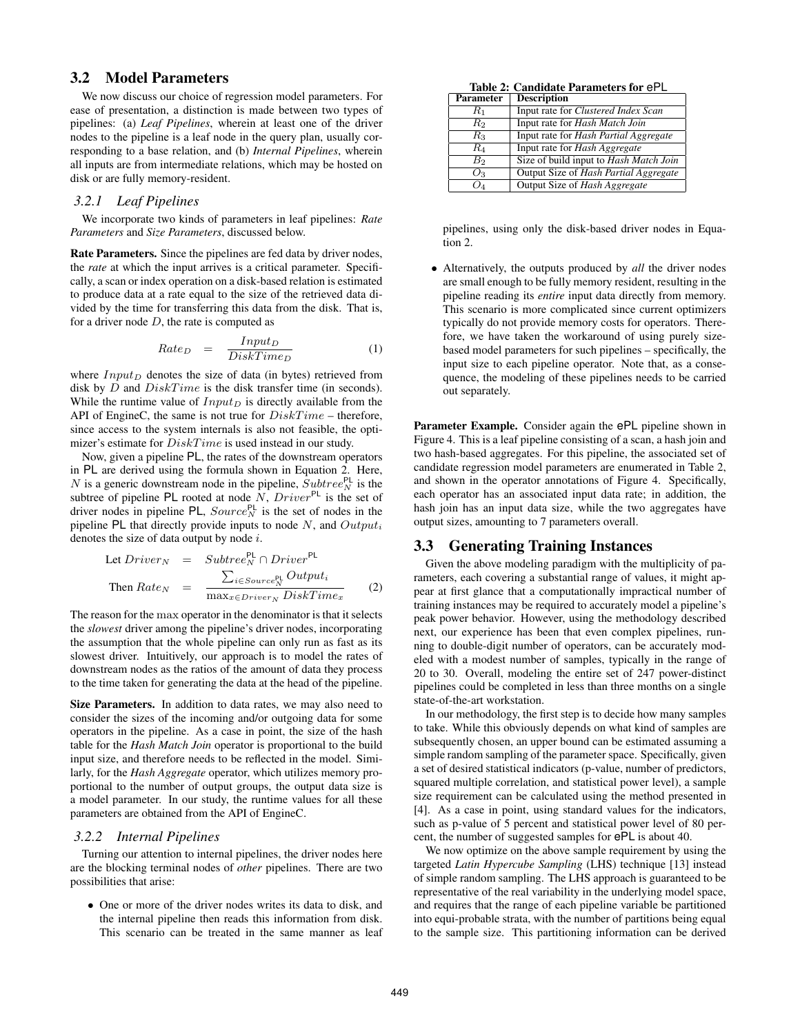## 3.2 Model Parameters

We now discuss our choice of regression model parameters. For ease of presentation, a distinction is made between two types of pipelines: (a) *Leaf Pipelines*, wherein at least one of the driver nodes to the pipeline is a leaf node in the query plan, usually corresponding to a base relation, and (b) *Internal Pipelines*, wherein all inputs are from intermediate relations, which may be hosted on disk or are fully memory-resident.

### 3.2.1 Leaf Pipelines

We incorporate two kinds of parameters in leaf pipelines: *Rate Parameters* and *Size Parameters*, discussed below.

**Rate Parameters.** Since the pipelines are fed data by driver nodes, the *rate* at which the input arrives is a critical parameter. Specifically, a scan or index operation on a disk-based relation is estimated to produce data at a rate equal to the size of the retrieved data divided by the time for transferring this data from the disk. That is, for a driver node $D$, the rate is computed as

$$Rate_D = \frac{Input_D}{DiskTime_D} \quad (1)$$

where $Input_D$ denotes the size of data (in bytes) retrieved from disk by $D$ and $DiskTime$ is the disk transfer time (in seconds). While the runtime value of $Input_D$ is directly available from the API of EngineC, the same is not true for $DiskTime$ – therefore, since access to the system internals is also not feasible, the optimizer's estimate for $DiskTime$ is used instead in our study.

Now, given a pipeline $\mathsf{PL}$, the rates of the downstream operators in $\mathsf{PL}$ are derived using the formula shown in Equation 2. Here, $N$ is a generic downstream node in the pipeline, $Subtree_N^{\mathsf{PL}}$ is the subtree of pipeline $\mathsf{PL}$ rooted at node $N$, $Driver^{\mathsf{PL}}$ is the set of driver nodes in pipeline $\mathsf{PL}$, $Source_N^{\mathsf{PL}}$ is the set of nodes in the pipeline $\mathsf{PL}$ that directly provide inputs to node $N$, and $Output_i$ denotes the size of data output by node $i$.

$$\begin{aligned} \text{Let } Driver_N &= Subtree_N^{\mathsf{PL}} \cap Driver^{\mathsf{PL}} \\ \text{Then } Rate_N &= \frac{\sum_{i \in Source_N^{\mathsf{PL}}} Output_i}{\max_{x \in Driver_N} DiskTime_x} \end{aligned} \quad (2)$$

The reason for the max operator in the denominator is that it selects the *slowest* driver among the pipeline's driver nodes, incorporating the assumption that the whole pipeline can only run as fast as its slowest driver. Intuitively, our approach is to model the rates of downstream nodes as the ratios of the amount of data they process to the time taken for generating the data at the head of the pipeline.

**Size Parameters.** In addition to data rates, we may also need to consider the sizes of the incoming and/or outgoing data for some operators in the pipeline. As a case in point, the size of the hash table for the *Hash Match Join* operator is proportional to the build input size, and therefore needs to be reflected in the model. Similarly, for the *Hash Aggregate* operator, which utilizes memory proportional to the number of output groups, the output data size is a model parameter. In our study, the runtime values for all these parameters are obtained from the API of EngineC.

### 3.2.2 Internal Pipelines

Turning our attention to internal pipelines, the driver nodes here are the blocking terminal nodes of *other* pipelines. There are two possibilities that arise:

- One or more of the driver nodes writes its data to disk, and the internal pipeline then reads this information from disk. This scenario can be treated in the same manner as leaf pipelines, using only the disk-based driver nodes in Equation 2.
- Alternatively, the outputs produced by *all* the driver nodes are small enough to be fully memory resident, resulting in the pipeline reading its *entire* input data directly from memory. This scenario is more complicated since current optimizers typically do not provide memory costs for operators. Therefore, we have taken the workaround of using purely size-based model parameters for such pipelines – specifically, the input size to each pipeline operator. Note that, as a consequence, the modeling of these pipelines needs to be carried out separately.

**Table 2: Candidate Parameters for $e\mathsf{PL}$**

| Parameter | Description |
|---|---|
| $R_1$ | Input rate for *Clustered Index Scan* |
| $R_2$ | Input rate for *Hash Match Join* |
| $R_3$ | Input rate for *Hash Partial Aggregate* |
| $R_4$ | Input rate for *Hash Aggregate* |
| $B_2$ | Size of build input to *Hash Match Join* |
| $O_3$ | Output Size of *Hash Partial Aggregate* |
| $O_4$ | Output Size of *Hash Aggregate* |

**Parameter Example.** Consider again the $e\mathsf{PL}$ pipeline shown in Figure 4. This is a leaf pipeline consisting of a scan, a hash join and two hash-based aggregates. For this pipeline, the associated set of candidate regression model parameters are enumerated in Table 2, and shown in the operator annotations of Figure 4. Specifically, each operator has an associated input data rate; in addition, the hash join has an input data size, while the two aggregates have output sizes, amounting to 7 parameters overall.

## 3.3 Generating Training Instances

Given the above modeling paradigm with the multiplicity of parameters, each covering a substantial range of values, it might appear at first glance that a computationally impractical number of training instances may be required to accurately model a pipeline's peak power behavior. However, using the methodology described next, our experience has been that even complex pipelines, running to double-digit number of operators, can be accurately modeled with a modest number of samples, typically in the range of 20 to 30. Overall, modeling the entire set of 247 power-distinct pipelines could be completed in less than three months on a single state-of-the-art workstation.

In our methodology, the first step is to decide how many samples to take. While this obviously depends on what kind of samples are subsequently chosen, an upper bound can be estimated assuming a simple random sampling of the parameter space. Specifically, given a set of desired statistical indicators (p-value, number of predictors, squared multiple correlation, and statistical power level), a sample size requirement can be calculated using the method presented in [4]. As a case in point, using standard values for the indicators, such as p-value of 5 percent and statistical power level of 80 percent, the number of suggested samples for $e\mathsf{PL}$ is about 40.

We now optimize on the above sample requirement by using the targeted *Latin Hypercube Sampling* (LHS) technique [13] instead of simple random sampling. The LHS approach is guaranteed to be representative of the real variability in the underlying model space, and requires that the range of each pipeline variable be partitioned into equi-probable strata, with the number of partitions being equal to the sample size. This partitioning information can be derived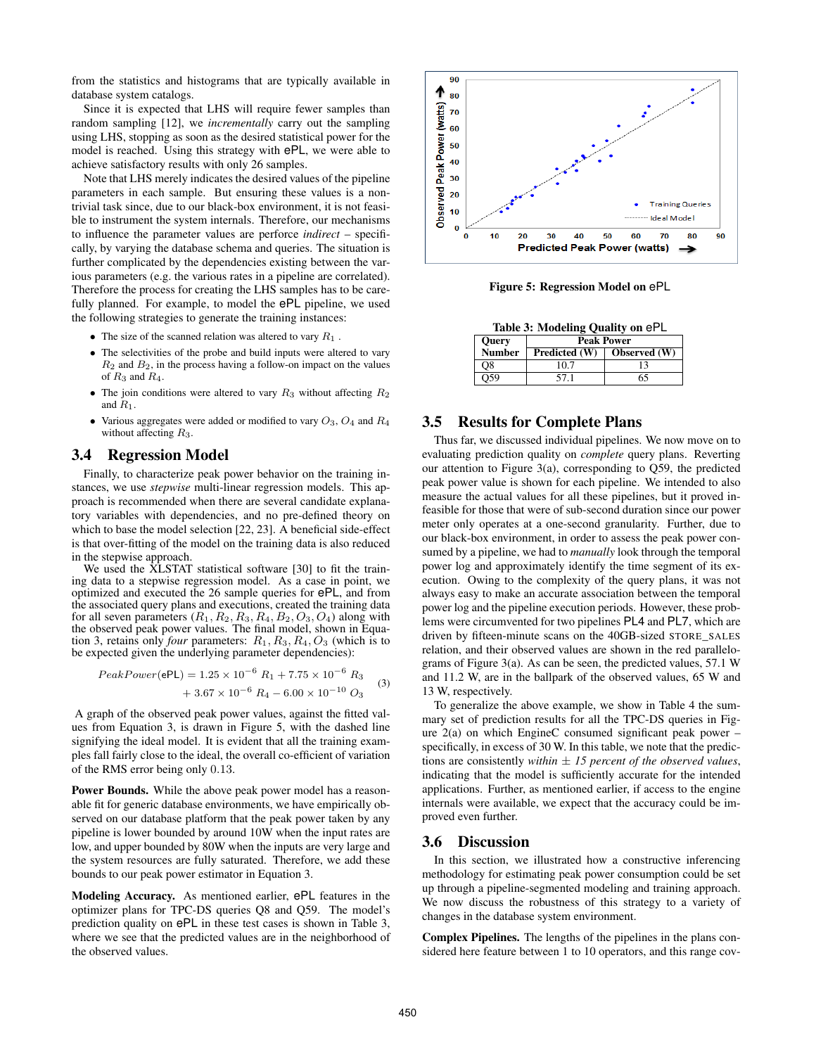from the statistics and histograms that are typically available in database system catalogs.

Since it is expected that LHS will require fewer samples than random sampling [12], we *incrementally* carry out the sampling using LHS, stopping as soon as the desired statistical power for the model is reached. Using this strategy with ePL, we were able to achieve satisfactory results with only 26 samples.

Note that LHS merely indicates the desired values of the pipeline parameters in each sample. But ensuring these values is a non-trivial task since, due to our black-box environment, it is not feasible to instrument the system internals. Therefore, our mechanisms to influence the parameter values are perforce *indirect* – specifically, by varying the database schema and queries. The situation is further complicated by the dependencies existing between the various parameters (e.g. the various rates in a pipeline are correlated). Therefore the process for creating the LHS samples has to be carefully planned. For example, to model the ePL pipeline, we used the following strategies to generate the training instances:

- The size of the scanned relation was altered to vary $R_1$ .
- The selectivities of the probe and build inputs were altered to vary $R_2$ and $B_2$, in the process having a follow-on impact on the values of $R_3$ and $R_4$.
- The join conditions were altered to vary $R_3$ without affecting $R_2$ and $R_1$.
- Various aggregates were added or modified to vary $O_3$, $O_4$ and $R_4$ without affecting $R_3$.

## 3.4 Regression Model

Finally, to characterize peak power behavior on the training instances, we use *stepwise* multi-linear regression models. This approach is recommended when there are several candidate explanatory variables with dependencies, and no pre-defined theory on which to base the model selection [22, 23]. A beneficial side-effect is that over-fitting of the model on the training data is also reduced in the stepwise approach.

We used the XLSTAT statistical software [30] to fit the training data to a stepwise regression model. As a case in point, we optimized and executed the 26 sample queries for ePL, and from the associated query plans and executions, created the training data for all seven parameters $(R_1, R_2, R_3, R_4, B_2, O_3, O_4)$ along with the observed peak power values. The final model, shown in Equation 3, retains only *four* parameters: $R_1, R_3, R_4, O_3$ (which is to be expected given the underlying parameter dependencies):

$$PeakPower(\text{ePL}) = 1.25 \times 10^{-6}\ R_1 + 7.75 \times 10^{-6}\ R_3 + 3.67 \times 10^{-6}\ R_4 - 6.00 \times 10^{-10}\ O_3 \quad (3)$$

A graph of the observed peak power values, against the fitted values from Equation 3, is drawn in Figure 5, with the dashed line signifying the ideal model. It is evident that all the training examples fall fairly close to the ideal, the overall co-efficient of variation of the RMS error being only 0.13.

**Power Bounds.** While the above peak power model has a reasonable fit for generic database environments, we have empirically observed on our database platform that the peak power taken by any pipeline is lower bounded by around 10W when the input rates are low, and upper bounded by 80W when the inputs are very large and the system resources are fully saturated. Therefore, we add these bounds to our peak power estimator in Equation 3.

**Modeling Accuracy.** As mentioned earlier, ePL features in the optimizer plans for TPC-DS queries Q8 and Q59. The model's prediction quality on ePL in these test cases is shown in Table 3, where we see that the predicted values are in the neighborhood of the observed values.

**Figure 5: Regression Model on ePL**

**Table 3: Modeling Quality on ePL**

| Query Number | Peak Power | |
|---|---|---|
| | Predicted (W) | Observed (W) |
| Q8 | 10.7 | 13 |
| Q59 | 57.1 | 65 |

## 3.5 Results for Complete Plans

Thus far, we discussed individual pipelines. We now move on to evaluating prediction quality on *complete* query plans. Reverting our attention to Figure 3(a), corresponding to Q59, the predicted peak power value is shown for each pipeline. We intended to also measure the actual values for all these pipelines, but it proved infeasible for those that were of sub-second duration since our power meter only operates at a one-second granularity. Further, due to our black-box environment, in order to assess the peak power consumed by a pipeline, we had to *manually* look through the temporal power log and approximately identify the time segment of its execution. Owing to the complexity of the query plans, it was not always easy to make an accurate association between the temporal power log and the pipeline execution periods. However, these problems were circumvented for two pipelines PL4 and PL7, which are driven by fifteen-minute scans on the 40GB-sized STORE_SALES relation, and their observed values are shown in the red parallelograms of Figure 3(a). As can be seen, the predicted values, 57.1 W and 11.2 W, are in the ballpark of the observed values, 65 W and 13 W, respectively.

To generalize the above example, we show in Table 4 the summary set of prediction results for all the TPC-DS queries in Figure 2(a) on which EngineC consumed significant peak power – specifically, in excess of 30 W. In this table, we note that the predictions are consistently *within ± 15 percent of the observed values*, indicating that the model is sufficiently accurate for the intended applications. Further, as mentioned earlier, if access to the engine internals were available, we expect that the accuracy could be improved even further.

## 3.6 Discussion

In this section, we illustrated how a constructive inferencing methodology for estimating peak power consumption could be set up through a pipeline-segmented modeling and training approach. We now discuss the robustness of this strategy to a variety of changes in the database system environment.

**Complex Pipelines.** The lengths of the pipelines in the plans considered here feature between 1 to 10 operators, and this range cov-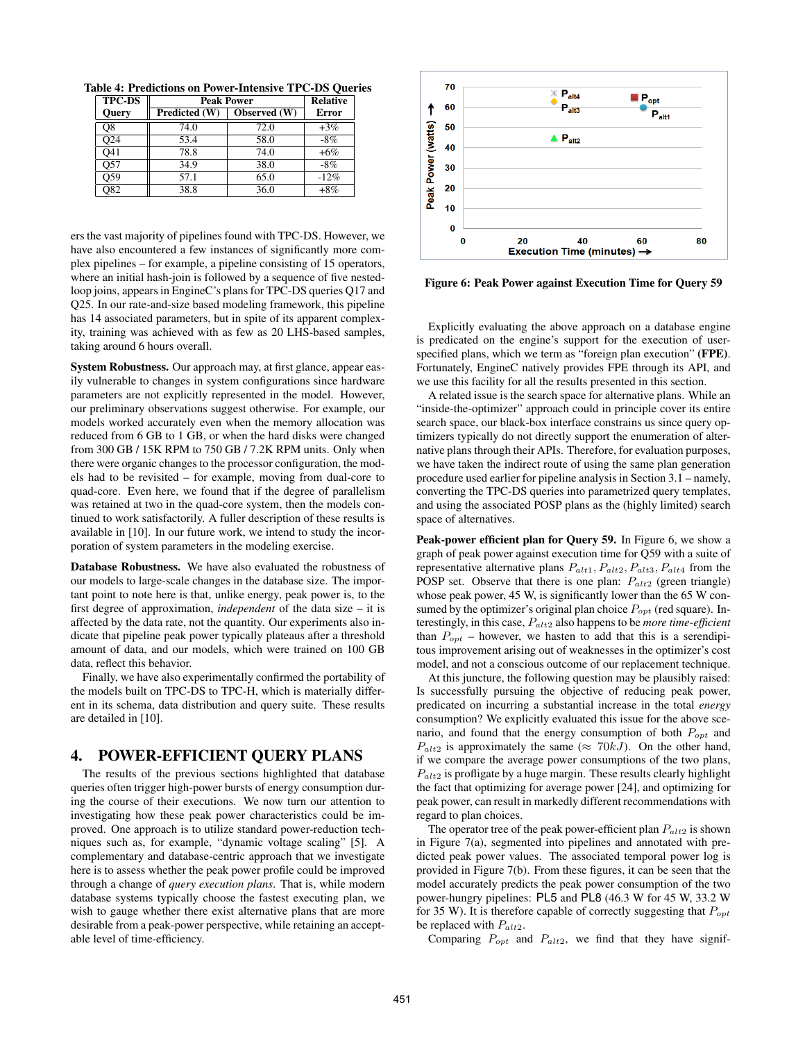**Table 4: Predictions on Power-Intensive TPC-DS Queries**

| TPC-DS Query | Peak Power | | Relative Error |
|---|---|---|---|
| | Predicted (W) | Observed (W) | |
| Q8 | 74.0 | 72.0 | +3% |
| Q24 | 53.4 | 58.0 | -8% |
| Q41 | 78.8 | 74.0 | +6% |
| Q57 | 34.9 | 38.0 | -8% |
| Q59 | 57.1 | 65.0 | -12% |
| Q82 | 38.8 | 36.0 | +8% |

ers the vast majority of pipelines found with TPC-DS. However, we have also encountered a few instances of significantly more complex pipelines – for example, a pipeline consisting of 15 operators, where an initial hash-join is followed by a sequence of five nested-loop joins, appears in EngineC's plans for TPC-DS queries Q17 and Q25. In our rate-and-size based modeling framework, this pipeline has 14 associated parameters, but in spite of its apparent complexity, training was achieved with as few as 20 LHS-based samples, taking around 6 hours overall.

**System Robustness.** Our approach may, at first glance, appear easily vulnerable to changes in system configurations since hardware parameters are not explicitly represented in the model. However, our preliminary observations suggest otherwise. For example, our models worked accurately even when the memory allocation was reduced from 6 GB to 1 GB, or when the hard disks were changed from 300 GB / 15K RPM to 750 GB / 7.2K RPM units. Only when there were organic changes to the processor configuration, the models had to be revisited – for example, moving from dual-core to quad-core. Even here, we found that if the degree of parallelism was retained at two in the quad-core system, then the models continued to work satisfactorily. A fuller description of these results is available in [10]. In our future work, we intend to study the incorporation of system parameters in the modeling exercise.

**Database Robustness.** We have also evaluated the robustness of our models to large-scale changes in the database size. The important point to note here is that, unlike energy, peak power is, to the first degree of approximation, *independent* of the data size – it is affected by the data rate, not the quantity. Our experiments also indicate that pipeline peak power typically plateaus after a threshold amount of data, and our models, which were trained on 100 GB data, reflect this behavior.

Finally, we have also experimentally confirmed the portability of the models built on TPC-DS to TPC-H, which is materially different in its schema, data distribution and query suite. These results are detailed in [10].

# 4. POWER-EFFICIENT QUERY PLANS

The results of the previous sections highlighted that database queries often trigger high-power bursts of energy consumption during the course of their executions. We now turn our attention to investigating how these peak power characteristics could be improved. One approach is to utilize standard power-reduction techniques such as, for example, "dynamic voltage scaling" [5]. A complementary and database-centric approach that we investigate here is to assess whether the peak power profile could be improved through a change of *query execution plans*. That is, while modern database systems typically choose the fastest executing plan, we wish to gauge whether there exist alternative plans that are more desirable from a peak-power perspective, while retaining an acceptable level of time-efficiency.

Peak Power (watts)
Execution Time (minutes)
$P_{alt4}$
$P_{alt3}$
$P_{opt}$
$P_{alt1}$
$P_{alt2}$
0 10 20 30 40 50 60 70
0 20 40 60 80

Figure 6: Peak Power against Execution Time for Query 59

Explicitly evaluating the above approach on a database engine is predicated on the engine's support for the execution of user-specified plans, which we term as "foreign plan execution" **(FPE)**. Fortunately, EngineC natively provides FPE through its API, and we use this facility for all the results presented in this section.

A related issue is the search space for alternative plans. While an "inside-the-optimizer" approach could in principle cover its entire search space, our black-box interface constrains us since query optimizers typically do not directly support the enumeration of alternative plans through their APIs. Therefore, for evaluation purposes, we have taken the indirect route of using the same plan generation procedure used earlier for pipeline analysis in Section 3.1 – namely, converting the TPC-DS queries into parametrized query templates, and using the associated POSP plans as the (highly limited) search space of alternatives.

**Peak-power efficient plan for Query 59.** In Figure 6, we show a graph of peak power against execution time for Q59 with a suite of representative alternative plans $P_{alt1}, P_{alt2}, P_{alt3}, P_{alt4}$ from the POSP set. Observe that there is one plan: $P_{alt2}$ (green triangle) whose peak power, 45 W, is significantly lower than the 65 W consumed by the optimizer's original plan choice $P_{opt}$ (red square). Interestingly, in this case, $P_{alt2}$ also happens to be *more time-efficient* than $P_{opt}$ – however, we hasten to add that this is a serendipitous improvement arising out of weaknesses in the optimizer's cost model, and not a conscious outcome of our replacement technique.

At this juncture, the following question may be plausibly raised: Is successfully pursuing the objective of reducing peak power, predicated on incurring a substantial increase in the total *energy* consumption? We explicitly evaluated this issue for the above scenario, and found that the energy consumption of both $P_{opt}$ and $P_{alt2}$ is approximately the same ($\approx$ $70kJ$). On the other hand, if we compare the average power consumptions of the two plans, $P_{alt2}$ is profligate by a huge margin. These results clearly highlight the fact that optimizing for average power [24], and optimizing for peak power, can result in markedly different recommendations with regard to plan choices.

The operator tree of the peak power-efficient plan $P_{alt2}$ is shown in Figure 7(a), segmented into pipelines and annotated with predicted peak power values. The associated temporal power log is provided in Figure 7(b). From these figures, it can be seen that the model accurately predicts the peak power consumption of the two power-hungry pipelines: PL5 and PL8 (46.3 W for 45 W, 33.2 W for 35 W). It is therefore capable of correctly suggesting that $P_{opt}$ be replaced with $P_{alt2}$.

Comparing $P_{opt}$ and $P_{alt2}$, we find that they have signif-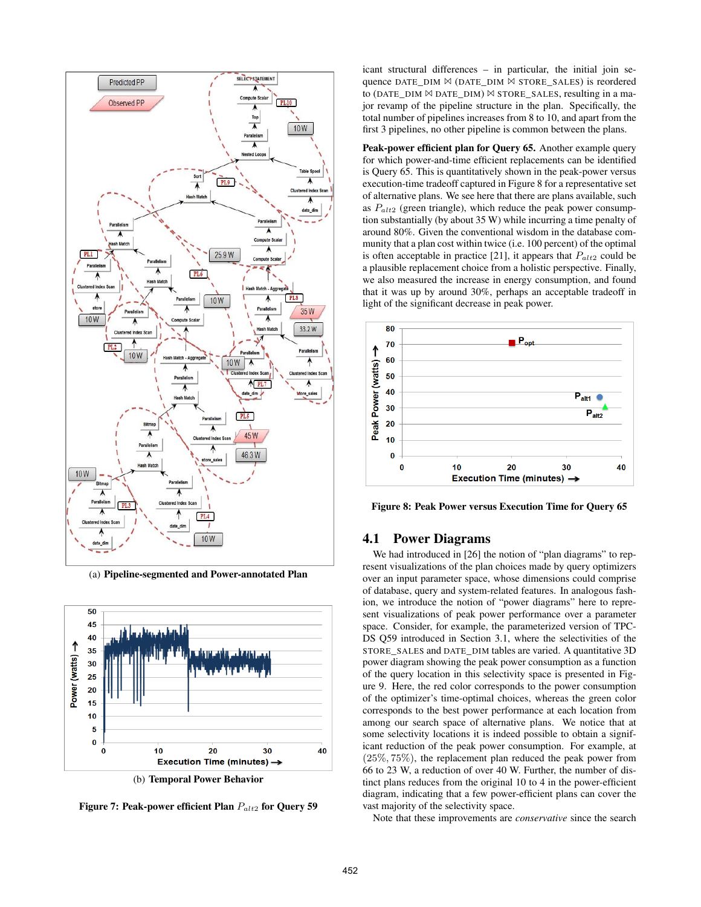(a) **Pipeline-segmented and Power-annotated Plan**

(b) **Temporal Power Behavior**

**Figure 7: Peak-power efficient Plan $P_{alt2}$ for Query 59**

icant structural differences – in particular, the initial join sequence DATE_DIM ⋈ (DATE_DIM ⋈ STORE_SALES) is reordered to (DATE_DIM ⋈ DATE_DIM) ⋈ STORE_SALES, resulting in a major revamp of the pipeline structure in the plan. Specifically, the total number of pipelines increases from 8 to 10, and apart from the first 3 pipelines, no other pipeline is common between the plans.

**Peak-power efficient plan for Query 65.** Another example query for which power-and-time efficient replacements can be identified is Query 65. This is quantitatively shown in the peak-power versus execution-time tradeoff captured in Figure 8 for a representative set of alternative plans. We see here that there are plans available, such as $P_{alt2}$ (green triangle), which reduce the peak power consumption substantially (by about 35 W) while incurring a time penalty of around 80%. Given the conventional wisdom in the database community that a plan cost within twice (i.e. 100 percent) of the optimal is often acceptable in practice [21], it appears that $P_{alt2}$ could be a plausible replacement choice from a holistic perspective. Finally, we also measured the increase in energy consumption, and found that it was up by around 30%, perhaps an acceptable tradeoff in light of the significant decrease in peak power.

**Figure 8: Peak Power versus Execution Time for Query 65**

## 4.1 Power Diagrams

We had introduced in [26] the notion of "plan diagrams" to represent visualizations of the plan choices made by query optimizers over an input parameter space, whose dimensions could comprise of database, query and system-related features. In analogous fashion, we introduce the notion of "power diagrams" here to represent visualizations of peak power performance over a parameter space. Consider, for example, the parameterized version of TPC-DS Q59 introduced in Section 3.1, where the selectivities of the STORE_SALES and DATE_DIM tables are varied. A quantitative 3D power diagram showing the peak power consumption as a function of the query location in this selectivity space is presented in Figure 9. Here, the red color corresponds to the power consumption of the optimizer's time-optimal choices, whereas the green color corresponds to the best power performance at each location from among our search space of alternative plans. We notice that at some selectivity locations it is indeed possible to obtain a significant reduction of the peak power consumption. For example, at $(25\%, 75\%)$, the replacement plan reduced the peak power from 66 to 23 W, a reduction of over 40 W. Further, the number of distinct plans reduces from the original 10 to 4 in the power-efficient diagram, indicating that a few power-efficient plans can cover the vast majority of the selectivity space.

Note that these improvements are *conservative* since the search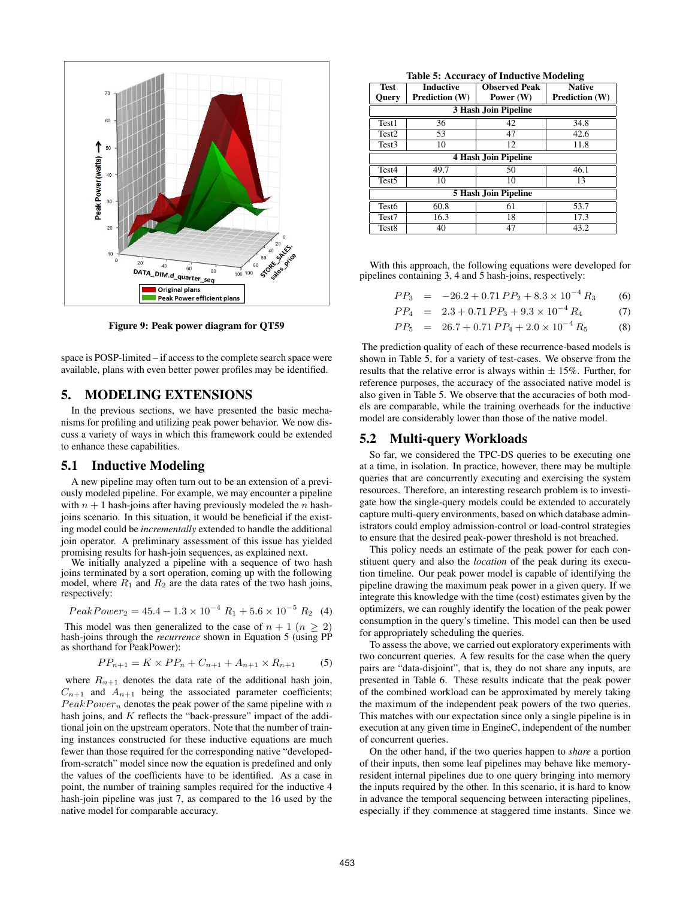Figure 9: Peak power diagram for QT59

space is POSP-limited – if access to the complete search space were available, plans with even better power profiles may be identified.

## 5. MODELING EXTENSIONS

In the previous sections, we have presented the basic mechanisms for profiling and utilizing peak power behavior. We now discuss a variety of ways in which this framework could be extended to enhance these capabilities.

### 5.1 Inductive Modeling

A new pipeline may often turn out to be an extension of a previously modeled pipeline. For example, we may encounter a pipeline with $n+1$ hash-joins after having previously modeled the $n$ hash-joins scenario. In this situation, it would be beneficial if the existing model could be *incrementally* extended to handle the additional join operator. A preliminary assessment of this issue has yielded promising results for hash-join sequences, as explained next.

We initially analyzed a pipeline with a sequence of two hash joins terminated by a sort operation, coming up with the following model, where $R_1$ and $R_2$ are the data rates of the two hash joins, respectively:

$$PeakPower_2 = 45.4 - 1.3 \times 10^{-4}\ R_1 + 5.6 \times 10^{-5}\ R_2 \quad (4)$$

This model was then generalized to the case of $n+1$ ($n \geq 2$) hash-joins through the *recurrence* shown in Equation 5 (using PP as shorthand for PeakPower):

$$PP_{n+1} = K \times PP_n + C_{n+1} + A_{n+1} \times R_{n+1} \quad (5)$$

where $R_{n+1}$ denotes the data rate of the additional hash join, $C_{n+1}$ and $A_{n+1}$ being the associated parameter coefficients; $PeakPower_n$ denotes the peak power of the same pipeline with $n$ hash joins, and $K$ reflects the "back-pressure" impact of the additional join on the upstream operators. Note that the number of training instances constructed for these inductive equations are much fewer than those required for the corresponding native "developed-from-scratch" model since now the equation is predefined and only the values of the coefficients have to be identified. As a case in point, the number of training samples required for the inductive 4 hash-join pipeline was just 7, as compared to the 16 used by the native model for comparable accuracy.

**Table 5: Accuracy of Inductive Modeling**

| Test Query | Inductive Prediction (W) | Observed Peak Power (W) | Native Prediction (W) |
|---|---|---|---|
| **3 Hash Join Pipeline** | | | |
| Test1 | 36 | 42 | 34.8 |
| Test2 | 53 | 47 | 42.6 |
| Test3 | 10 | 12 | 11.8 |
| **4 Hash Join Pipeline** | | | |
| Test4 | 49.7 | 50 | 46.1 |
| Test5 | 10 | 10 | 13 |
| **5 Hash Join Pipeline** | | | |
| Test6 | 60.8 | 61 | 53.7 |
| Test7 | 16.3 | 18 | 17.3 |
| Test8 | 40 | 47 | 43.2 |

With this approach, the following equations were developed for pipelines containing 3, 4 and 5 hash-joins, respectively:

$$PP_3 = -26.2 + 0.71\,PP_2 + 8.3 \times 10^{-4}\,R_3 \quad (6)$$

$$PP_4 = 2.3 + 0.71\,PP_3 + 9.3 \times 10^{-4}\,R_4 \quad (7)$$

$$PP_5 = 26.7 + 0.71\,PP_4 + 2.0 \times 10^{-4}\,R_5 \quad (8)$$

The prediction quality of each of these recurrence-based models is shown in Table 5, for a variety of test-cases. We observe from the results that the relative error is always within $\pm$ 15%. Further, for reference purposes, the accuracy of the associated native model is also given in Table 5. We observe that the accuracies of both models are comparable, while the training overheads for the inductive model are considerably lower than those of the native model.

### 5.2 Multi-query Workloads

So far, we considered the TPC-DS queries to be executing one at a time, in isolation. In practice, however, there may be multiple queries that are concurrently executing and exercising the system resources. Therefore, an interesting research problem is to investigate how the single-query models could be extended to accurately capture multi-query environments, based on which database administrators could employ admission-control or load-control strategies to ensure that the desired peak-power threshold is not breached.

This policy needs an estimate of the peak power for each constituent query and also the *location* of the peak during its execution timeline. Our peak power model is capable of identifying the pipeline drawing the maximum peak power in a given query. If we integrate this knowledge with the time (cost) estimates given by the optimizers, we can roughly identify the location of the peak power consumption in the query's timeline. This model can then be used for appropriately scheduling the queries.

To assess the above, we carried out exploratory experiments with two concurrent queries. A few results for the case when the query pairs are "data-disjoint", that is, they do not share any inputs, are presented in Table 6. These results indicate that the peak power of the combined workload can be approximated by merely taking the maximum of the independent peak powers of the two queries. This matches with our expectation since only a single pipeline is in execution at any given time in EngineC, independent of the number of concurrent queries.

On the other hand, if the two queries happen to *share* a portion of their inputs, then some leaf pipelines may behave like memory-resident internal pipelines due to one query bringing into memory the inputs required by the other. In this scenario, it is hard to know in advance the temporal sequencing between interacting pipelines, especially if they commence at staggered time instants. Since we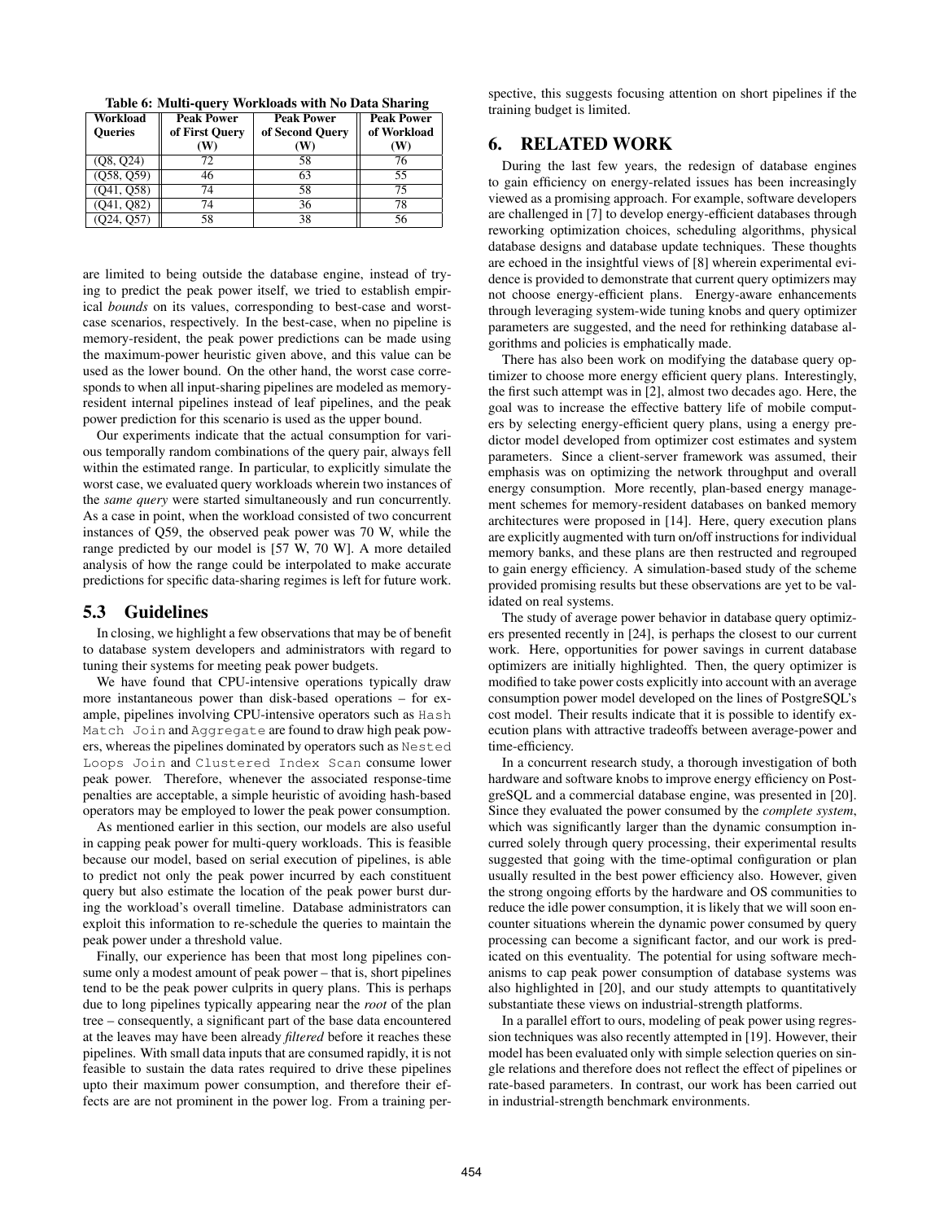Table 6: Multi-query Workloads with No Data Sharing

| Workload Queries | Peak Power of First Query (W) | Peak Power of Second Query (W) | Peak Power of Workload (W) |
|---|---|---|---|
| (Q8, Q24) | 72 | 58 | 76 |
| (Q58, Q59) | 46 | 63 | 55 |
| (Q41, Q58) | 74 | 58 | 75 |
| (Q41, Q82) | 74 | 36 | 78 |
| (Q24, Q57) | 58 | 38 | 56 |

are limited to being outside the database engine, instead of trying to predict the peak power itself, we tried to establish empirical *bounds* on its values, corresponding to best-case and worst-case scenarios, respectively. In the best-case, when no pipeline is memory-resident, the peak power predictions can be made using the maximum-power heuristic given above, and this value can be used as the lower bound. On the other hand, the worst case corresponds to when all input-sharing pipelines are modeled as memory-resident internal pipelines instead of leaf pipelines, and the peak power prediction for this scenario is used as the upper bound.

Our experiments indicate that the actual consumption for various temporally random combinations of the query pair, always fell within the estimated range. In particular, to explicitly simulate the worst case, we evaluated query workloads wherein two instances of the *same query* were started simultaneously and run concurrently. As a case in point, when the workload consisted of two concurrent instances of Q59, the observed peak power was 70 W, while the range predicted by our model is [57 W, 70 W]. A more detailed analysis of how the range could be interpolated to make accurate predictions for specific data-sharing regimes is left for future work.

### 5.3 Guidelines

In closing, we highlight a few observations that may be of benefit to database system developers and administrators with regard to tuning their systems for meeting peak power budgets.

We have found that CPU-intensive operations typically draw more instantaneous power than disk-based operations – for example, pipelines involving CPU-intensive operators such as `Hash Match Join` and `Aggregate` are found to draw high peak powers, whereas the pipelines dominated by operators such as `Nested Loops Join` and `Clustered Index Scan` consume lower peak power. Therefore, whenever the associated response-time penalties are acceptable, a simple heuristic of avoiding hash-based operators may be employed to lower the peak power consumption.

As mentioned earlier in this section, our models are also useful in capping peak power for multi-query workloads. This is feasible because our model, based on serial execution of pipelines, is able to predict not only the peak power incurred by each constituent query but also estimate the location of the peak power burst during the workload's overall timeline. Database administrators can exploit this information to re-schedule the queries to maintain the peak power under a threshold value.

Finally, our experience has been that most long pipelines consume only a modest amount of peak power – that is, short pipelines tend to be the peak power culprits in query plans. This is perhaps due to long pipelines typically appearing near the *root* of the plan tree – consequently, a significant part of the base data encountered at the leaves may have been already *filtered* before it reaches these pipelines. With small data inputs that are consumed rapidly, it is not feasible to sustain the data rates required to drive these pipelines upto their maximum power consumption, and therefore their effects are are not prominent in the power log. From a training perspective, this suggests focusing attention on short pipelines if the training budget is limited.

## 6. RELATED WORK

During the last few years, the redesign of database engines to gain efficiency on energy-related issues has been increasingly viewed as a promising approach. For example, software developers are challenged in [7] to develop energy-efficient databases through reworking optimization choices, scheduling algorithms, physical database designs and database update techniques. These thoughts are echoed in the insightful views of [8] wherein experimental evidence is provided to demonstrate that current query optimizers may not choose energy-efficient plans. Energy-aware enhancements through leveraging system-wide tuning knobs and query optimizer parameters are suggested, and the need for rethinking database algorithms and policies is emphatically made.

There has also been work on modifying the database query optimizer to choose more energy efficient query plans. Interestingly, the first such attempt was in [2], almost two decades ago. Here, the goal was to increase the effective battery life of mobile computers by selecting energy-efficient query plans, using a energy predictor model developed from optimizer cost estimates and system parameters. Since a client-server framework was assumed, their emphasis was on optimizing the network throughput and overall energy consumption. More recently, plan-based energy management schemes for memory-resident databases on banked memory architectures were proposed in [14]. Here, query execution plans are explicitly augmented with turn on/off instructions for individual memory banks, and these plans are then restructed and regrouped to gain energy efficiency. A simulation-based study of the scheme provided promising results but these observations are yet to be validated on real systems.

The study of average power behavior in database query optimizers presented recently in [24], is perhaps the closest to our current work. Here, opportunities for power savings in current database optimizers are initially highlighted. Then, the query optimizer is modified to take power costs explicitly into account with an average consumption power model developed on the lines of PostgreSQL's cost model. Their results indicate that it is possible to identify execution plans with attractive tradeoffs between average-power and time-efficiency.

In a concurrent research study, a thorough investigation of both hardware and software knobs to improve energy efficiency on PostgreSQL and a commercial database engine, was presented in [20]. Since they evaluated the power consumed by the *complete system*, which was significantly larger than the dynamic consumption incurred solely through query processing, their experimental results suggested that going with the time-optimal configuration or plan usually resulted in the best power efficiency also. However, given the strong ongoing efforts by the hardware and OS communities to reduce the idle power consumption, it is likely that we will soon encounter situations wherein the dynamic power consumed by query processing can become a significant factor, and our work is predicated on this eventuality. The potential for using software mechanisms to cap peak power consumption of database systems was also highlighted in [20], and our study attempts to quantitatively substantiate these views on industrial-strength platforms.

In a parallel effort to ours, modeling of peak power using regression techniques was also recently attempted in [19]. However, their model has been evaluated only with simple selection queries on single relations and therefore does not reflect the effect of pipelines or rate-based parameters. In contrast, our work has been carried out in industrial-strength benchmark environments.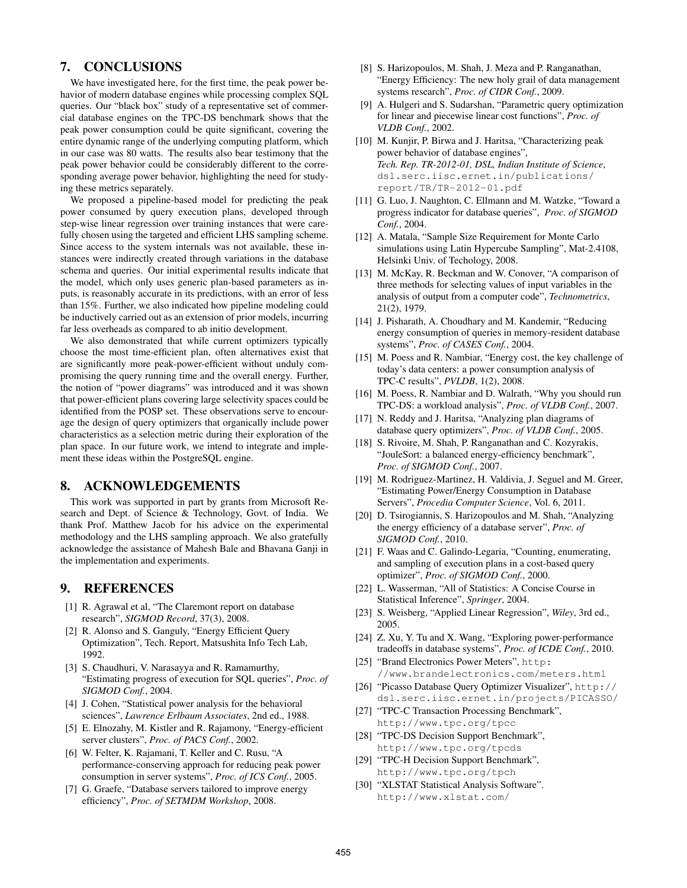## 7. CONCLUSIONS

We have investigated here, for the first time, the peak power behavior of modern database engines while processing complex SQL queries. Our "black box" study of a representative set of commercial database engines on the TPC-DS benchmark shows that the peak power consumption could be quite significant, covering the entire dynamic range of the underlying computing platform, which in our case was 80 watts. The results also bear testimony that the peak power behavior could be considerably different to the corresponding average power behavior, highlighting the need for studying these metrics separately.

We proposed a pipeline-based model for predicting the peak power consumed by query execution plans, developed through step-wise linear regression over training instances that were carefully chosen using the targeted and efficient LHS sampling scheme. Since access to the system internals was not available, these instances were indirectly created through variations in the database schema and queries. Our initial experimental results indicate that the model, which only uses generic plan-based parameters as inputs, is reasonably accurate in its predictions, with an error of less than 15%. Further, we also indicated how pipeline modeling could be inductively carried out as an extension of prior models, incurring far less overheads as compared to ab initio development.

We also demonstrated that while current optimizers typically choose the most time-efficient plan, often alternatives exist that are significantly more peak-power-efficient without unduly compromising the query running time and the overall energy. Further, the notion of "power diagrams" was introduced and it was shown that power-efficient plans covering large selectivity spaces could be identified from the POSP set. These observations serve to encourage the design of query optimizers that organically include power characteristics as a selection metric during their exploration of the plan space. In our future work, we intend to integrate and implement these ideas within the PostgreSQL engine.

## 8. ACKNOWLEDGEMENTS

This work was supported in part by grants from Microsoft Research and Dept. of Science & Technology, Govt. of India. We thank Prof. Matthew Jacob for his advice on the experimental methodology and the LHS sampling approach. We also gratefully acknowledge the assistance of Mahesh Bale and Bhavana Ganji in the implementation and experiments.

## 9. REFERENCES

[1] R. Agrawal et al, "The Claremont report on database research", *SIGMOD Record*, 37(3), 2008.

[2] R. Alonso and S. Ganguly, "Energy Efficient Query Optimization", Tech. Report, Matsushita Info Tech Lab, 1992.

[3] S. Chaudhuri, V. Narasayya and R. Ramamurthy, "Estimating progress of execution for SQL queries", *Proc. of SIGMOD Conf.*, 2004.

[4] J. Cohen, "Statistical power analysis for the behavioral sciences", *Lawrence Erlbaum Associates*, 2nd ed., 1988.

[5] E. Elnozahy, M. Kistler and R. Rajamony, "Energy-efficient server clusters", *Proc. of PACS Conf.*, 2002.

[6] W. Felter, K. Rajamani, T. Keller and C. Rusu, "A performance-conserving approach for reducing peak power consumption in server systems", *Proc. of ICS Conf.*, 2005.

[7] G. Graefe, "Database servers tailored to improve energy efficiency", *Proc. of SETMDM Workshop*, 2008.

[8] S. Harizopoulos, M. Shah, J. Meza and P. Ranganathan, "Energy Efficiency: The new holy grail of data management systems research", *Proc. of CIDR Conf.*, 2009.

[9] A. Hulgeri and S. Sudarshan, "Parametric query optimization for linear and piecewise linear cost functions", *Proc. of VLDB Conf.*, 2002.

[10] M. Kunjir, P. Birwa and J. Haritsa, "Characterizing peak power behavior of database engines", *Tech. Rep. TR-2012-01, DSL, Indian Institute of Science*, dsl.serc.iisc.ernet.in/publications/report/TR/TR-2012-01.pdf

[11] G. Luo, J. Naughton, C. Ellmann and M. Watzke, "Toward a progress indicator for database queries", *Proc. of SIGMOD Conf.*, 2004.

[12] A. Matala, "Sample Size Requirement for Monte Carlo simulations using Latin Hypercube Sampling", Mat-2.4108, Helsinki Univ. of Techology, 2008.

[13] M. McKay, R. Beckman and W. Conover, "A comparison of three methods for selecting values of input variables in the analysis of output from a computer code", *Technometrics*, 21(2), 1979.

[14] J. Pisharath, A. Choudhary and M. Kandemir, "Reducing energy consumption of queries in memory-resident database systems", *Proc. of CASES Conf.*, 2004.

[15] M. Poess and R. Nambiar, "Energy cost, the key challenge of today's data centers: a power consumption analysis of TPC-C results", *PVLDB*, 1(2), 2008.

[16] M. Poess, R. Nambiar and D. Walrath, "Why you should run TPC-DS: a workload analysis", *Proc. of VLDB Conf.*, 2007.

[17] N. Reddy and J. Haritsa, "Analyzing plan diagrams of database query optimizers", *Proc. of VLDB Conf.*, 2005.

[18] S. Rivoire, M. Shah, P. Ranganathan and C. Kozyrakis, "JouleSort: a balanced energy-efficiency benchmark", *Proc. of SIGMOD Conf.*, 2007.

[19] M. Rodriguez-Martinez, H. Valdivia, J. Seguel and M. Greer, "Estimating Power/Energy Consumption in Database Servers", *Procedia Computer Science*, Vol. 6, 2011.

[20] D. Tsirogiannis, S. Harizopoulos and M. Shah, "Analyzing the energy efficiency of a database server", *Proc. of SIGMOD Conf.*, 2010.

[21] F. Waas and C. Galindo-Legaria, "Counting, enumerating, and sampling of execution plans in a cost-based query optimizer", *Proc. of SIGMOD Conf.*, 2000.

[22] L. Wasserman, "All of Statistics: A Concise Course in Statistical Inference", *Springer*, 2004.

[23] S. Weisberg, "Applied Linear Regression", *Wiley*, 3rd ed., 2005.

[24] Z. Xu, Y. Tu and X. Wang, "Exploring power-performance tradeoffs in database systems", *Proc. of ICDE Conf.*, 2010.

[25] "Brand Electronics Power Meters", http://www.brandelectronics.com/meters.html

[26] "Picasso Database Query Optimizer Visualizer", http://dsl.serc.iisc.ernet.in/projects/PICASSO/

[27] "TPC-C Transaction Processing Benchmark", http://www.tpc.org/tpcc

[28] "TPC-DS Decision Support Benchmark", http://www.tpc.org/tpcds

[29] "TPC-H Decision Support Benchmark", http://www.tpc.org/tpch

[30] "XLSTAT Statistical Analysis Software". http://www.xlstat.com/